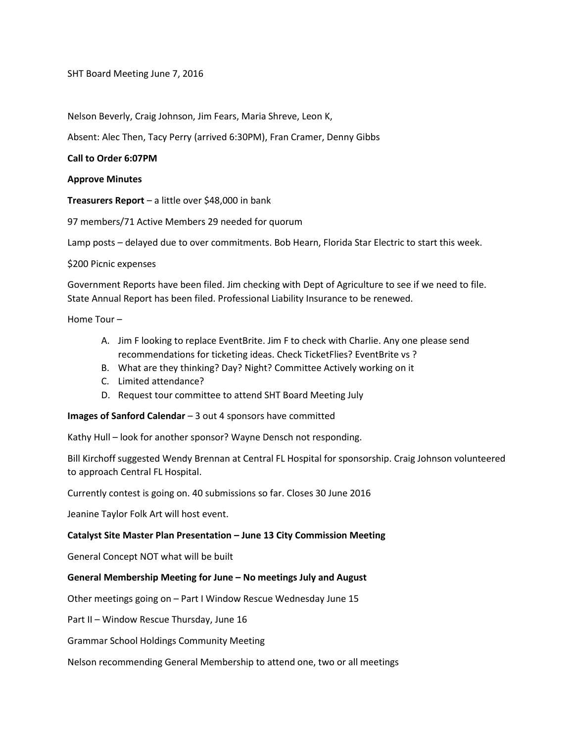SHT Board Meeting June 7, 2016

Nelson Beverly, Craig Johnson, Jim Fears, Maria Shreve, Leon K,

Absent: Alec Then, Tacy Perry (arrived 6:30PM), Fran Cramer, Denny Gibbs

**Call to Order 6:07PM**

**Approve Minutes**

**Treasurers Report** – a little over $48,000 in bank

97 members/71 Active Members 29 needed for quorum

Lamp posts – delayed due to over commitments. Bob Hearn, Florida Star Electric to start this week.

$200 Picnic expenses

Government Reports have been filed. Jim checking with Dept of Agriculture to see if we need to file. State Annual Report has been filed. Professional Liability Insurance to be renewed.

Home Tour –

A. Jim F looking to replace EventBrite. Jim F to check with Charlie. Any one please send recommendations for ticketing ideas. Check TicketFlies? EventBrite vs ?
B. What are they thinking? Day? Night? Committee Actively working on it
C. Limited attendance?
D. Request tour committee to attend SHT Board Meeting July

**Images of Sanford Calendar** – 3 out 4 sponsors have committed

Kathy Hull – look for another sponsor? Wayne Densch not responding.

Bill Kirchoff suggested Wendy Brennan at Central FL Hospital for sponsorship. Craig Johnson volunteered to approach Central FL Hospital.

Currently contest is going on. 40 submissions so far. Closes 30 June 2016

Jeanine Taylor Folk Art will host event.

**Catalyst Site Master Plan Presentation – June 13 City Commission Meeting**

General Concept NOT what will be built

**General Membership Meeting for June – No meetings July and August**

Other meetings going on – Part I Window Rescue Wednesday June 15

Part II – Window Rescue Thursday, June 16

Grammar School Holdings Community Meeting

Nelson recommending General Membership to attend one, two or all meetings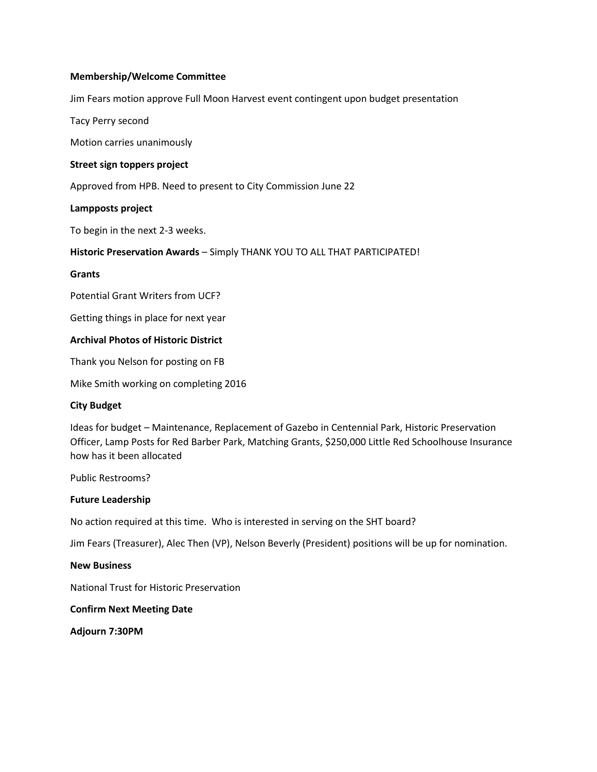**Membership/Welcome Committee**

Jim Fears motion approve Full Moon Harvest event contingent upon budget presentation

Tacy Perry second

Motion carries unanimously

**Street sign toppers project**

Approved from HPB. Need to present to City Commission June 22

**Lampposts project**

To begin in the next 2-3 weeks.

**Historic Preservation Awards** – Simply THANK YOU TO ALL THAT PARTICIPATED!

**Grants**

Potential Grant Writers from UCF?

Getting things in place for next year

**Archival Photos of Historic District**

Thank you Nelson for posting on FB

Mike Smith working on completing 2016

**City Budget**

Ideas for budget – Maintenance, Replacement of Gazebo in Centennial Park, Historic Preservation Officer, Lamp Posts for Red Barber Park, Matching Grants, $250,000 Little Red Schoolhouse Insurance how has it been allocated

Public Restrooms?

**Future Leadership**

No action required at this time. Who is interested in serving on the SHT board?

Jim Fears (Treasurer), Alec Then (VP), Nelson Beverly (President) positions will be up for nomination.

**New Business**

National Trust for Historic Preservation

**Confirm Next Meeting Date**

**Adjourn 7:30PM**